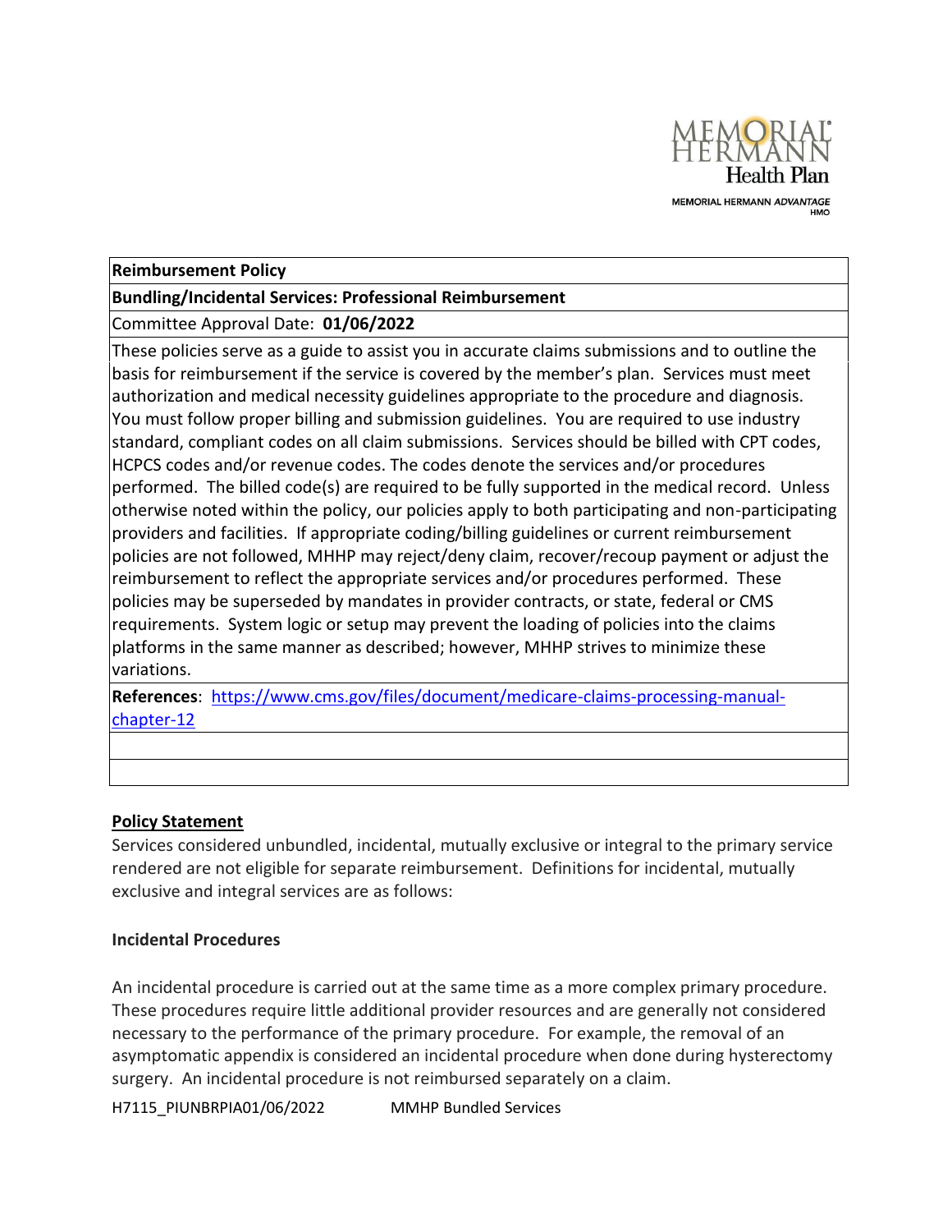MEMORIAL HERMANN Health Plan

MEMORIAL HERMANN *ADVANTAGE* HMO

| **Reimbursement Policy** |
|---|
| **Bundling/Incidental Services: Professional Reimbursement** |
| Committee Approval Date: **01/06/2022** |
| These policies serve as a guide to assist you in accurate claims submissions and to outline the basis for reimbursement if the service is covered by the member's plan. Services must meet authorization and medical necessity guidelines appropriate to the procedure and diagnosis. You must follow proper billing and submission guidelines. You are required to use industry standard, compliant codes on all claim submissions. Services should be billed with CPT codes, HCPCS codes and/or revenue codes. The codes denote the services and/or procedures performed. The billed code(s) are required to be fully supported in the medical record. Unless otherwise noted within the policy, our policies apply to both participating and non-participating providers and facilities. If appropriate coding/billing guidelines or current reimbursement policies are not followed, MHHP may reject/deny claim, recover/recoup payment or adjust the reimbursement to reflect the appropriate services and/or procedures performed. These policies may be superseded by mandates in provider contracts, or state, federal or CMS requirements. System logic or setup may prevent the loading of policies into the claims platforms in the same manner as described; however, MHHP strives to minimize these variations. |
| **References**: [https://www.cms.gov/files/document/medicare-claims-processing-manual-chapter-12](https://www.cms.gov/files/document/medicare-claims-processing-manual-chapter-12) |
| |
| |

## Policy Statement

Services considered unbundled, incidental, mutually exclusive or integral to the primary service rendered are not eligible for separate reimbursement. Definitions for incidental, mutually exclusive and integral services are as follows:

### Incidental Procedures

An incidental procedure is carried out at the same time as a more complex primary procedure. These procedures require little additional provider resources and are generally not considered necessary to the performance of the primary procedure. For example, the removal of an asymptomatic appendix is considered an incidental procedure when done during hysterectomy surgery. An incidental procedure is not reimbursed separately on a claim.

H7115_PIUNBRPIA01/06/2022 MMHP Bundled Services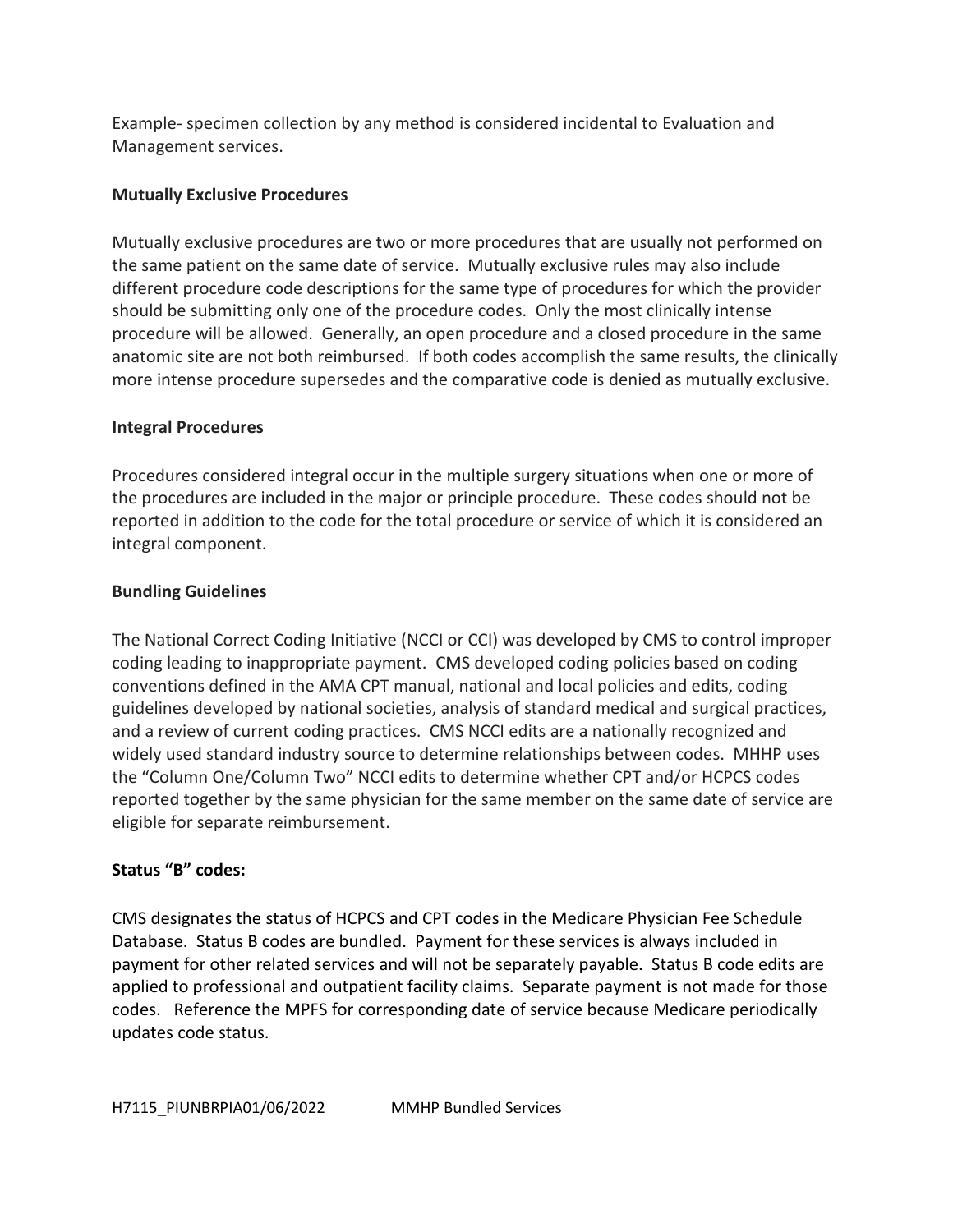Example- specimen collection by any method is considered incidental to Evaluation and Management services.

**Mutually Exclusive Procedures**

Mutually exclusive procedures are two or more procedures that are usually not performed on the same patient on the same date of service. Mutually exclusive rules may also include different procedure code descriptions for the same type of procedures for which the provider should be submitting only one of the procedure codes. Only the most clinically intense procedure will be allowed. Generally, an open procedure and a closed procedure in the same anatomic site are not both reimbursed. If both codes accomplish the same results, the clinically more intense procedure supersedes and the comparative code is denied as mutually exclusive.

**Integral Procedures**

Procedures considered integral occur in the multiple surgery situations when one or more of the procedures are included in the major or principle procedure. These codes should not be reported in addition to the code for the total procedure or service of which it is considered an integral component.

**Bundling Guidelines**

The National Correct Coding Initiative (NCCI or CCI) was developed by CMS to control improper coding leading to inappropriate payment. CMS developed coding policies based on coding conventions defined in the AMA CPT manual, national and local policies and edits, coding guidelines developed by national societies, analysis of standard medical and surgical practices, and a review of current coding practices. CMS NCCI edits are a nationally recognized and widely used standard industry source to determine relationships between codes. MHHP uses the "Column One/Column Two" NCCI edits to determine whether CPT and/or HCPCS codes reported together by the same physician for the same member on the same date of service are eligible for separate reimbursement.

**Status "B" codes:**

CMS designates the status of HCPCS and CPT codes in the Medicare Physician Fee Schedule Database. Status B codes are bundled. Payment for these services is always included in payment for other related services and will not be separately payable. Status B code edits are applied to professional and outpatient facility claims. Separate payment is not made for those codes. Reference the MPFS for corresponding date of service because Medicare periodically updates code status.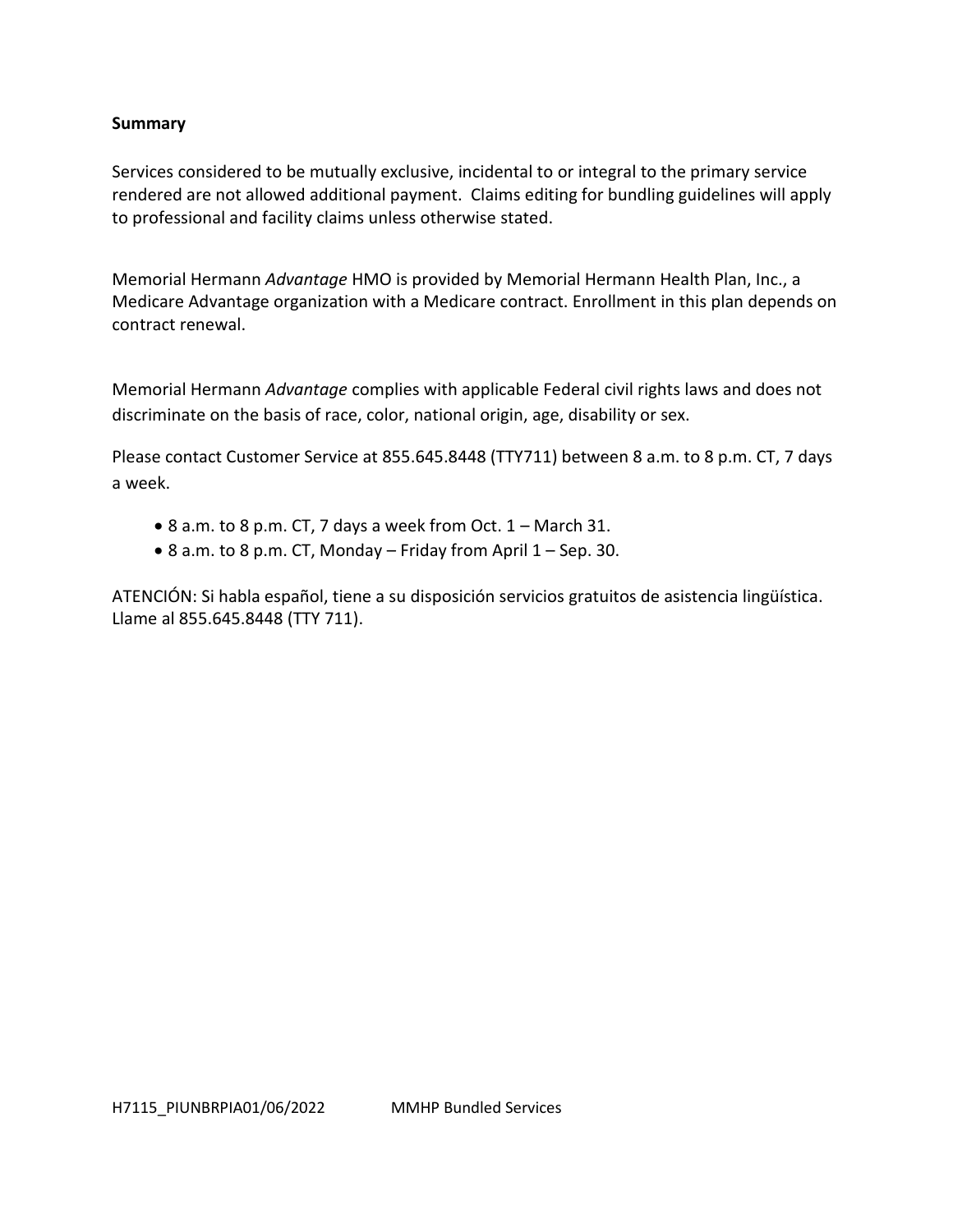**Summary**

Services considered to be mutually exclusive, incidental to or integral to the primary service rendered are not allowed additional payment. Claims editing for bundling guidelines will apply to professional and facility claims unless otherwise stated.

Memorial Hermann *Advantage* HMO is provided by Memorial Hermann Health Plan, Inc., a Medicare Advantage organization with a Medicare contract. Enrollment in this plan depends on contract renewal.

Memorial Hermann *Advantage* complies with applicable Federal civil rights laws and does not discriminate on the basis of race, color, national origin, age, disability or sex.

Please contact Customer Service at 855.645.8448 (TTY711) between 8 a.m. to 8 p.m. CT, 7 days a week.

- 8 a.m. to 8 p.m. CT, 7 days a week from Oct. 1 – March 31.
- 8 a.m. to 8 p.m. CT, Monday – Friday from April 1 – Sep. 30.

ATENCIÓN: Si habla español, tiene a su disposición servicios gratuitos de asistencia lingüística. Llame al 855.645.8448 (TTY 711).

H7115_PIUNBRPIA01/06/2022 MMHP Bundled Services